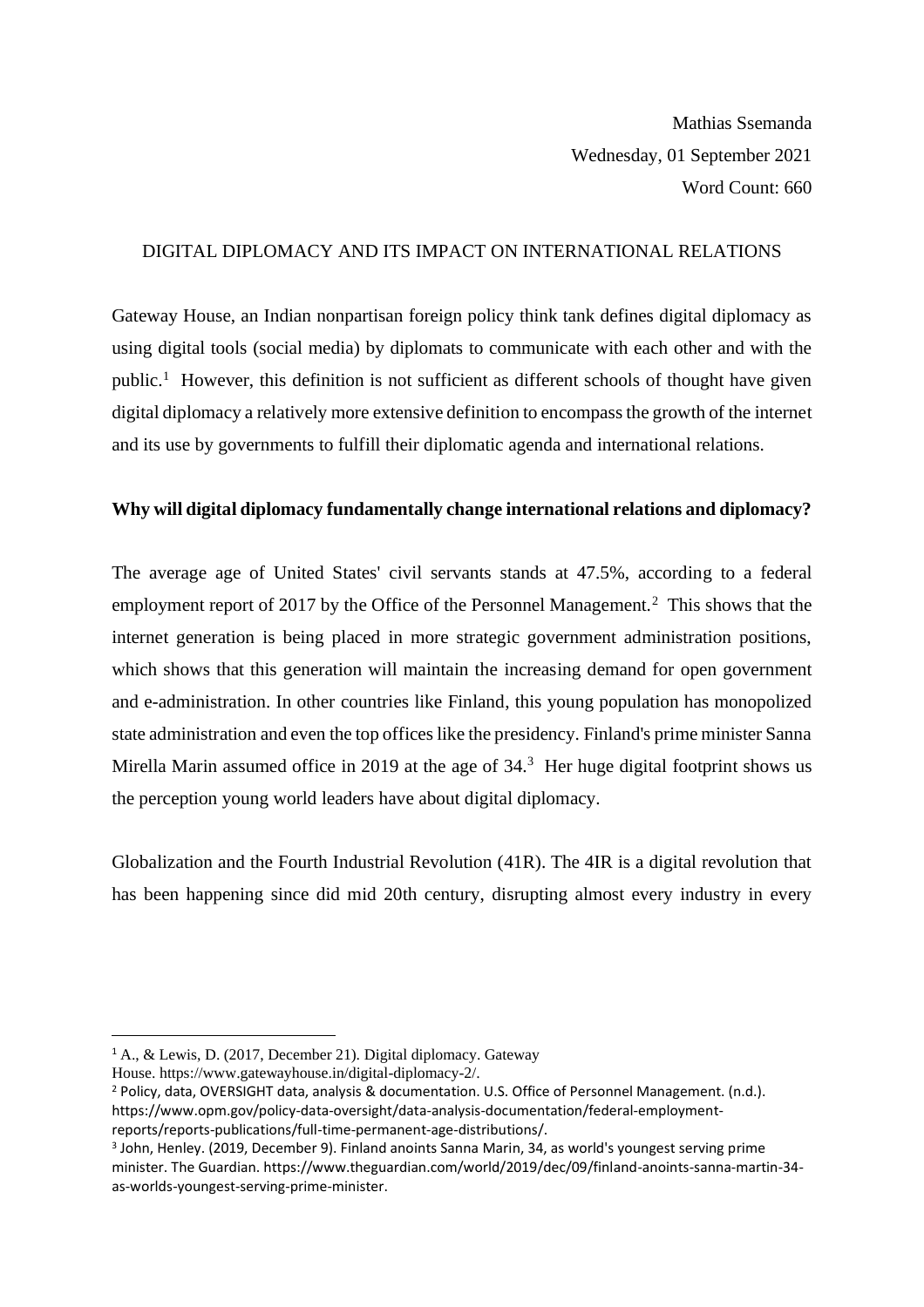Mathias Ssemanda

Wednesday, 01 September 2021

Word Count: 660

# DIGITAL DIPLOMACY AND ITS IMPACT ON INTERNATIONAL RELATIONS

Gateway House, an Indian nonpartisan foreign policy think tank defines digital diplomacy as using digital tools (social media) by diplomats to communicate with each other and with the public.[1] However, this definition is not sufficient as different schools of thought have given digital diplomacy a relatively more extensive definition to encompass the growth of the internet and its use by governments to fulfill their diplomatic agenda and international relations.

**Why will digital diplomacy fundamentally change international relations and diplomacy?**

The average age of United States' civil servants stands at 47.5%, according to a federal employment report of 2017 by the Office of the Personnel Management.[2] This shows that the internet generation is being placed in more strategic government administration positions, which shows that this generation will maintain the increasing demand for open government and e-administration. In other countries like Finland, this young population has monopolized state administration and even the top offices like the presidency. Finland's prime minister Sanna Mirella Marin assumed office in 2019 at the age of 34.[3] Her huge digital footprint shows us the perception young world leaders have about digital diplomacy.

Globalization and the Fourth Industrial Revolution (41R). The 4IR is a digital revolution that has been happening since did mid 20th century, disrupting almost every industry in every

---

[1] A., & Lewis, D. (2017, December 21). Digital diplomacy. Gateway House. https://www.gatewayhouse.in/digital-diplomacy-2/.

[2] Policy, data, OVERSIGHT data, analysis & documentation. U.S. Office of Personnel Management. (n.d.). https://www.opm.gov/policy-data-oversight/data-analysis-documentation/federal-employment-reports/reports-publications/full-time-permanent-age-distributions/.

[3] John, Henley. (2019, December 9). Finland anoints Sanna Marin, 34, as world's youngest serving prime minister. The Guardian. https://www.theguardian.com/world/2019/dec/09/finland-anoints-sanna-martin-34-as-worlds-youngest-serving-prime-minister.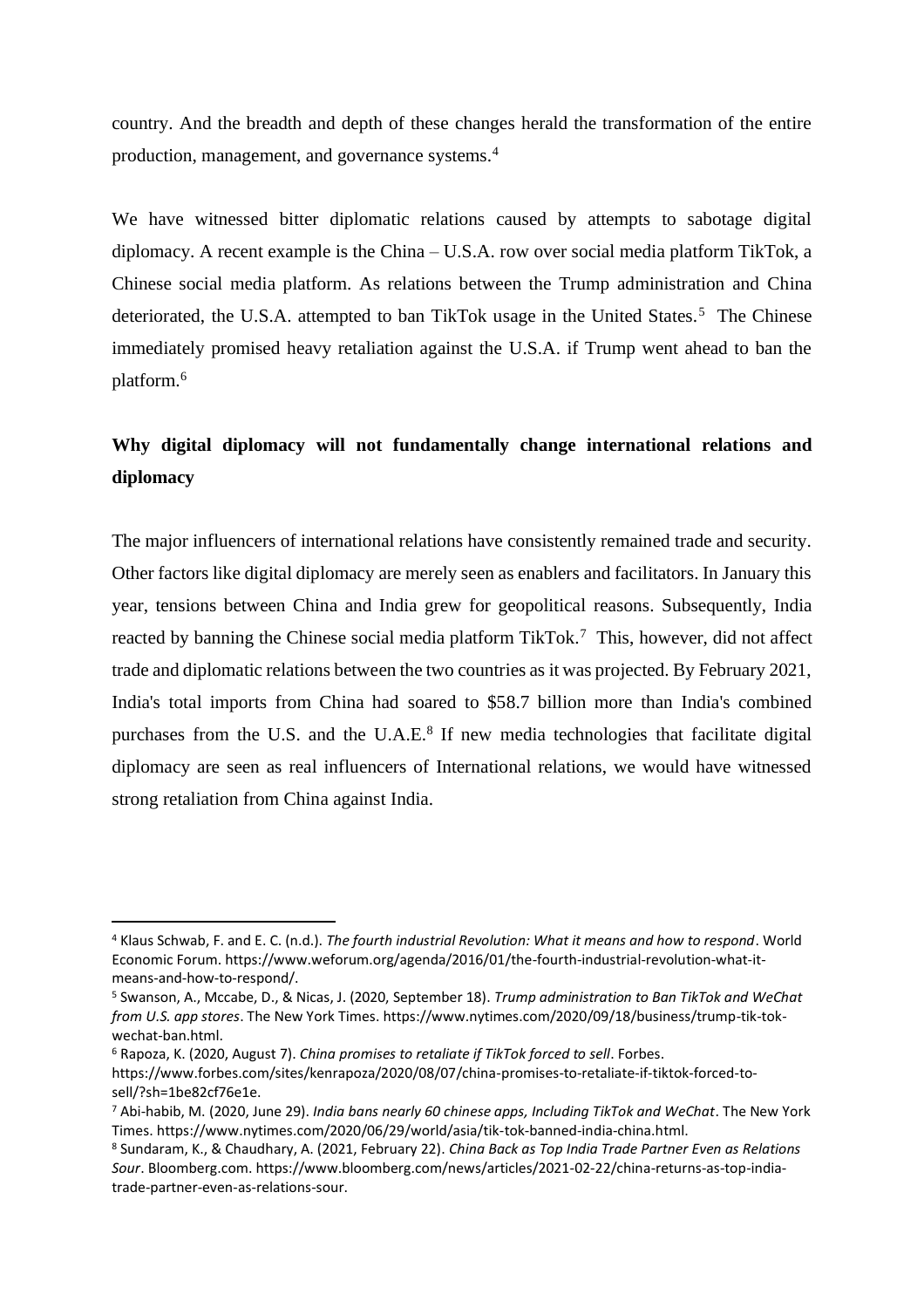country. And the breadth and depth of these changes herald the transformation of the entire production, management, and governance systems.[4]

We have witnessed bitter diplomatic relations caused by attempts to sabotage digital diplomacy. A recent example is the China – U.S.A. row over social media platform TikTok, a Chinese social media platform. As relations between the Trump administration and China deteriorated, the U.S.A. attempted to ban TikTok usage in the United States.[5] The Chinese immediately promised heavy retaliation against the U.S.A. if Trump went ahead to ban the platform.[6]

## Why digital diplomacy will not fundamentally change international relations and diplomacy

The major influencers of international relations have consistently remained trade and security. Other factors like digital diplomacy are merely seen as enablers and facilitators. In January this year, tensions between China and India grew for geopolitical reasons. Subsequently, India reacted by banning the Chinese social media platform TikTok.[7] This, however, did not affect trade and diplomatic relations between the two countries as it was projected. By February 2021, India's total imports from China had soared to $58.7 billion more than India's combined purchases from the U.S. and the U.A.E.[8] If new media technologies that facilitate digital diplomacy are seen as real influencers of International relations, we would have witnessed strong retaliation from China against India.

---

[4] Klaus Schwab, F. and E. C. (n.d.). *The fourth industrial Revolution: What it means and how to respond*. World Economic Forum. https://www.weforum.org/agenda/2016/01/the-fourth-industrial-revolution-what-it-means-and-how-to-respond/.

[5] Swanson, A., Mccabe, D., & Nicas, J. (2020, September 18). *Trump administration to Ban TikTok and WeChat from U.S. app stores*. The New York Times. https://www.nytimes.com/2020/09/18/business/trump-tik-tok-wechat-ban.html.

[6] Rapoza, K. (2020, August 7). *China promises to retaliate if TikTok forced to sell*. Forbes. https://www.forbes.com/sites/kenrapoza/2020/08/07/china-promises-to-retaliate-if-tiktok-forced-to-sell/?sh=1be82cf76e1e.

[7] Abi-habib, M. (2020, June 29). *India bans nearly 60 chinese apps, Including TikTok and WeChat*. The New York Times. https://www.nytimes.com/2020/06/29/world/asia/tik-tok-banned-india-china.html.

[8] Sundaram, K., & Chaudhary, A. (2021, February 22). *China Back as Top India Trade Partner Even as Relations Sour*. Bloomberg.com. https://www.bloomberg.com/news/articles/2021-02-22/china-returns-as-top-india-trade-partner-even-as-relations-sour.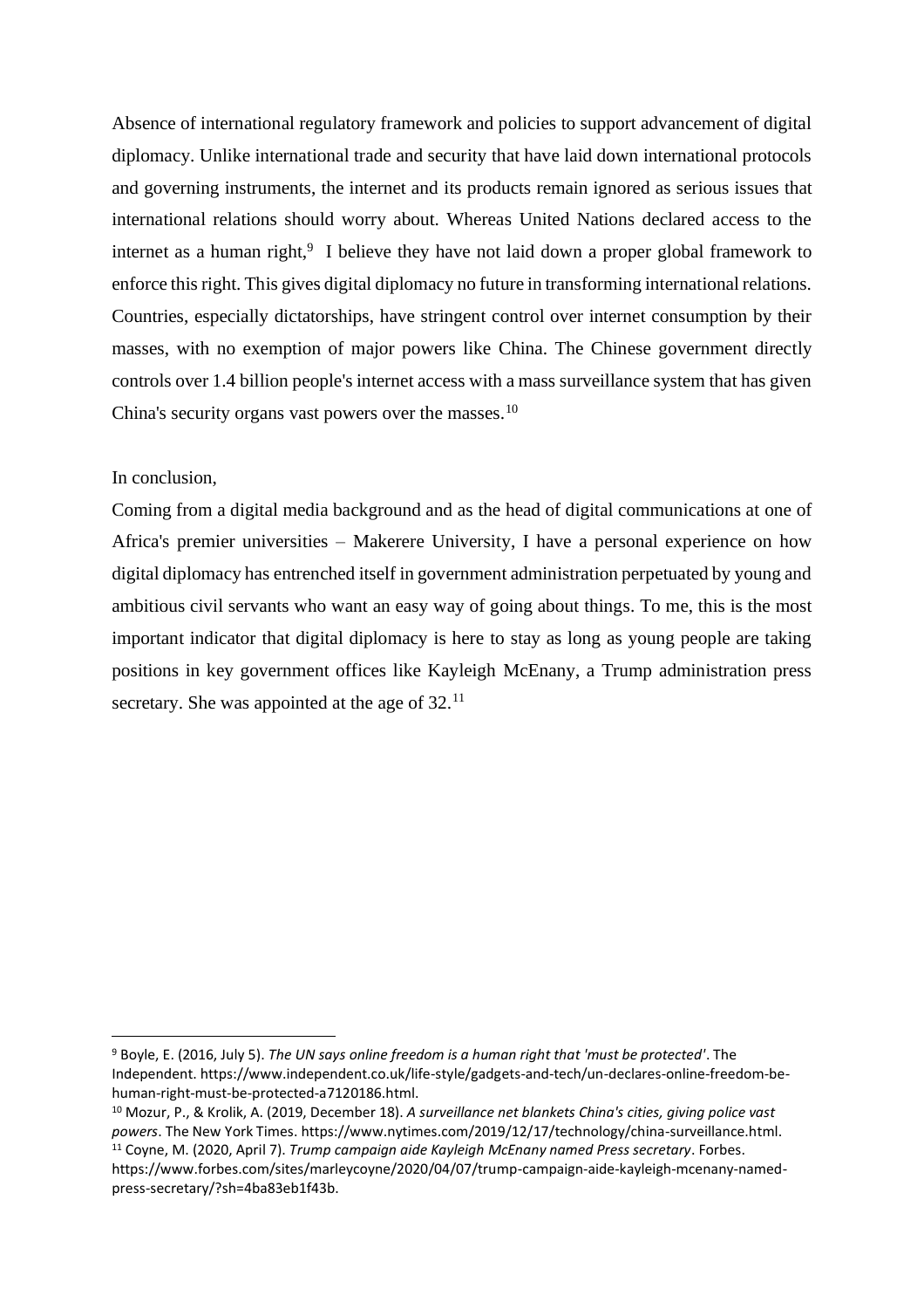Absence of international regulatory framework and policies to support advancement of digital diplomacy. Unlike international trade and security that have laid down international protocols and governing instruments, the internet and its products remain ignored as serious issues that international relations should worry about. Whereas United Nations declared access to the internet as a human right,[9] I believe they have not laid down a proper global framework to enforce this right. This gives digital diplomacy no future in transforming international relations. Countries, especially dictatorships, have stringent control over internet consumption by their masses, with no exemption of major powers like China. The Chinese government directly controls over 1.4 billion people's internet access with a mass surveillance system that has given China's security organs vast powers over the masses.[10]

In conclusion,

Coming from a digital media background and as the head of digital communications at one of Africa's premier universities – Makerere University, I have a personal experience on how digital diplomacy has entrenched itself in government administration perpetuated by young and ambitious civil servants who want an easy way of going about things. To me, this is the most important indicator that digital diplomacy is here to stay as long as young people are taking positions in key government offices like Kayleigh McEnany, a Trump administration press secretary. She was appointed at the age of 32.[11]

---

[9] Boyle, E. (2016, July 5). *The UN says online freedom is a human right that 'must be protected'*. The Independent. https://www.independent.co.uk/life-style/gadgets-and-tech/un-declares-online-freedom-be-human-right-must-be-protected-a7120186.html.

[10] Mozur, P., & Krolik, A. (2019, December 18). *A surveillance net blankets China's cities, giving police vast powers*. The New York Times. https://www.nytimes.com/2019/12/17/technology/china-surveillance.html.

[11] Coyne, M. (2020, April 7). *Trump campaign aide Kayleigh McEnany named Press secretary*. Forbes. https://www.forbes.com/sites/marleycoyne/2020/04/07/trump-campaign-aide-kayleigh-mcenany-named-press-secretary/?sh=4ba83eb1f43b.